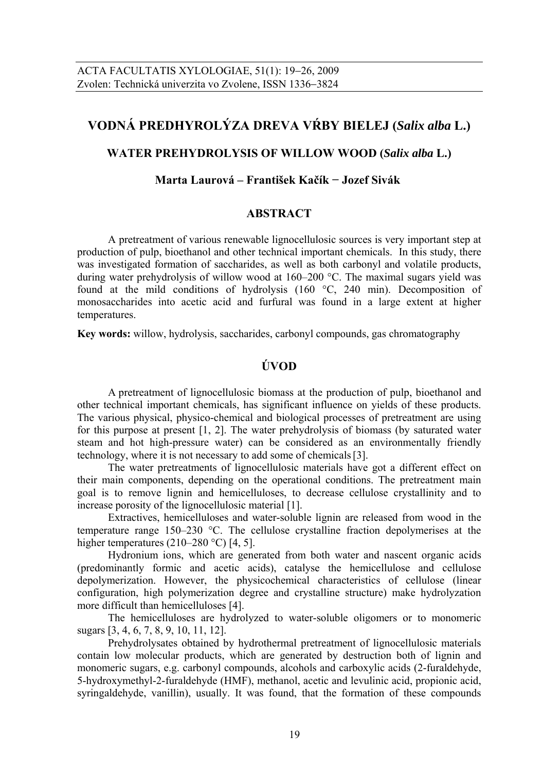# VODNÁ PREDHYROLÝZA DREVA VŔBY BIELEJ (*Salix alba* L.)

## WATER PREHYDROLYSIS OF WILLOW WOOD (*Salix alba* L.)

**Marta Laurová – František Kačík − Jozef Sivák**

## ABSTRACT

A pretreatment of various renewable lignocellulosic sources is very important step at production of pulp, bioethanol and other technical important chemicals. In this study, there was investigated formation of saccharides, as well as both carbonyl and volatile products, during water prehydrolysis of willow wood at 160–200 °C. The maximal sugars yield was found at the mild conditions of hydrolysis (160 °C, 240 min). Decomposition of monosaccharides into acetic acid and furfural was found in a large extent at higher temperatures.

**Key words:** willow, hydrolysis, saccharides, carbonyl compounds, gas chromatography

## ÚVOD

A pretreatment of lignocellulosic biomass at the production of pulp, bioethanol and other technical important chemicals, has significant influence on yields of these products. The various physical, physico-chemical and biological processes of pretreatment are using for this purpose at present [1, 2]. The water prehydrolysis of biomass (by saturated water steam and hot high-pressure water) can be considered as an environmentally friendly technology, where it is not necessary to add some of chemicals [3].

The water pretreatments of lignocellulosic materials have got a different effect on their main components, depending on the operational conditions. The pretreatment main goal is to remove lignin and hemicelluloses, to decrease cellulose crystallinity and to increase porosity of the lignocellulosic material [1].

Extractives, hemicelluloses and water-soluble lignin are released from wood in the temperature range 150–230 °C. The cellulose crystalline fraction depolymerises at the higher temperatures (210–280 °C) [4, 5].

Hydronium ions, which are generated from both water and nascent organic acids (predominantly formic and acetic acids), catalyse the hemicellulose and cellulose depolymerization. However, the physicochemical characteristics of cellulose (linear configuration, high polymerization degree and crystalline structure) make hydrolyzation more difficult than hemicelluloses [4].

The hemicelluloses are hydrolyzed to water-soluble oligomers or to monomeric sugars [3, 4, 6, 7, 8, 9, 10, 11, 12].

Prehydrolysates obtained by hydrothermal pretreatment of lignocellulosic materials contain low molecular products, which are generated by destruction both of lignin and monomeric sugars, e.g. carbonyl compounds, alcohols and carboxylic acids (2-furaldehyde, 5-hydroxymethyl-2-furaldehyde (HMF), methanol, acetic and levulinic acid, propionic acid, syringaldehyde, vanillin), usually. It was found, that the formation of these compounds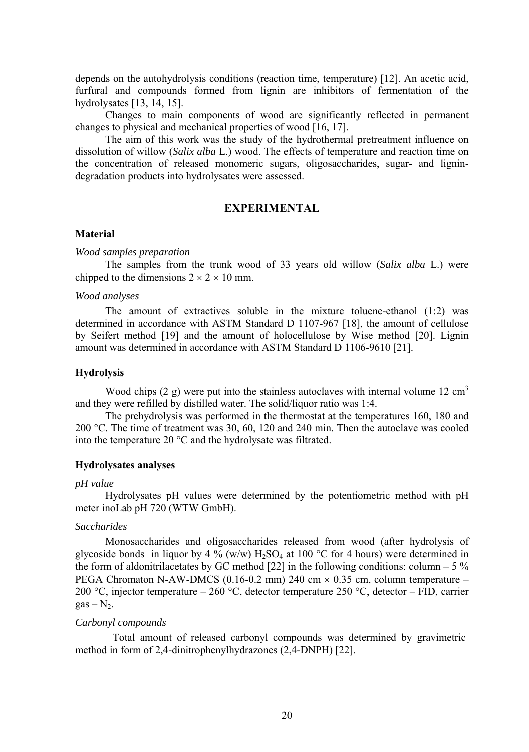depends on the autohydrolysis conditions (reaction time, temperature) [12]. An acetic acid, furfural and compounds formed from lignin are inhibitors of fermentation of the hydrolysates [13, 14, 15].

Changes to main components of wood are significantly reflected in permanent changes to physical and mechanical properties of wood [16, 17].

The aim of this work was the study of the hydrothermal pretreatment influence on dissolution of willow (*Salix alba* L.) wood. The effects of temperature and reaction time on the concentration of released monomeric sugars, oligosaccharides, sugar- and lignin-degradation products into hydrolysates were assessed.

## EXPERIMENTAL

### Material

*Wood samples preparation*

The samples from the trunk wood of 33 years old willow (*Salix alba* L.) were chipped to the dimensions $2 \times 2 \times 10$ mm.

*Wood analyses*

The amount of extractives soluble in the mixture toluene-ethanol (1:2) was determined in accordance with ASTM Standard D 1107-967 [18], the amount of cellulose by Seifert method [19] and the amount of holocellulose by Wise method [20]. Lignin amount was determined in accordance with ASTM Standard D 1106-9610 [21].

### Hydrolysis

Wood chips (2 g) were put into the stainless autoclaves with internal volume 12 $cm^3$ and they were refilled by distilled water. The solid/liquor ratio was 1:4.

The prehydrolysis was performed in the thermostat at the temperatures 160, 180 and 200 °C. The time of treatment was 30, 60, 120 and 240 min. Then the autoclave was cooled into the temperature 20 °C and the hydrolysate was filtrated.

### Hydrolysates analyses

*pH value*

Hydrolysates pH values were determined by the potentiometric method with pH meter inoLab pH 720 (WTW GmbH).

*Saccharides*

Monosaccharides and oligosaccharides released from wood (after hydrolysis of glycoside bonds in liquor by 4 % (w/w) $H_2SO_4$ at 100 °C for 4 hours) were determined in the form of aldonitrilacetates by GC method [22] in the following conditions: column – 5 % PEGA Chromaton N-AW-DMCS (0.16-0.2 mm) 240 cm × 0.35 cm, column temperature – 200 °C, injector temperature – 260 °C, detector temperature 250 °C, detector – FID, carrier gas – $N_2$.

*Carbonyl compounds*

Total amount of released carbonyl compounds was determined by gravimetric method in form of 2,4-dinitrophenylhydrazones (2,4-DNPH) [22].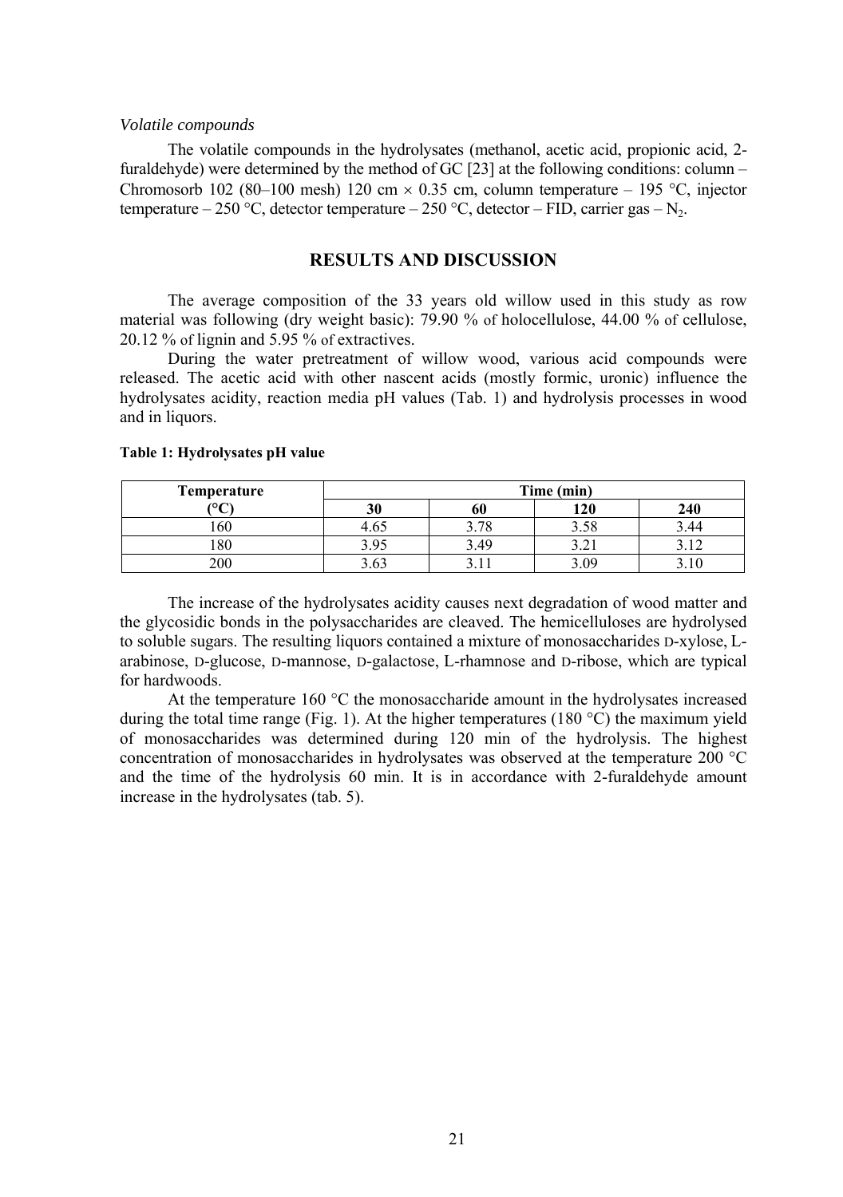*Volatile compounds*

The volatile compounds in the hydrolysates (methanol, acetic acid, propionic acid, 2-furaldehyde) were determined by the method of GC [23] at the following conditions: column – Chromosorb 102 (80–100 mesh) 120 cm × 0.35 cm, column temperature – 195 °C, injector temperature – 250 °C, detector temperature – 250 °C, detector – FID, carrier gas – $N_2$.

## RESULTS AND DISCUSSION

The average composition of the 33 years old willow used in this study as row material was following (dry weight basic): 79.90 % of holocellulose, 44.00 % of cellulose, 20.12 % of lignin and 5.95 % of extractives.

During the water pretreatment of willow wood, various acid compounds were released. The acetic acid with other nascent acids (mostly formic, uronic) influence the hydrolysates acidity, reaction media pH values (Tab. 1) and hydrolysis processes in wood and in liquors.

**Table 1: Hydrolysates pH value**

| Temperature (°C) | Time (min) | | | |
|---|---|---|---|---|
| | 30 | 60 | 120 | 240 |
| 160 | 4.65 | 3.78 | 3.58 | 3.44 |
| 180 | 3.95 | 3.49 | 3.21 | 3.12 |
| 200 | 3.63 | 3.11 | 3.09 | 3.10 |

The increase of the hydrolysates acidity causes next degradation of wood matter and the glycosidic bonds in the polysaccharides are cleaved. The hemicelluloses are hydrolysed to soluble sugars. The resulting liquors contained a mixture of monosaccharides D-xylose, L-arabinose, D-glucose, D-mannose, D-galactose, L-rhamnose and D-ribose, which are typical for hardwoods.

At the temperature 160 °C the monosaccharide amount in the hydrolysates increased during the total time range (Fig. 1). At the higher temperatures (180 °C) the maximum yield of monosaccharides was determined during 120 min of the hydrolysis. The highest concentration of monosaccharides in hydrolysates was observed at the temperature 200 °C and the time of the hydrolysis 60 min. It is in accordance with 2-furaldehyde amount increase in the hydrolysates (tab. 5).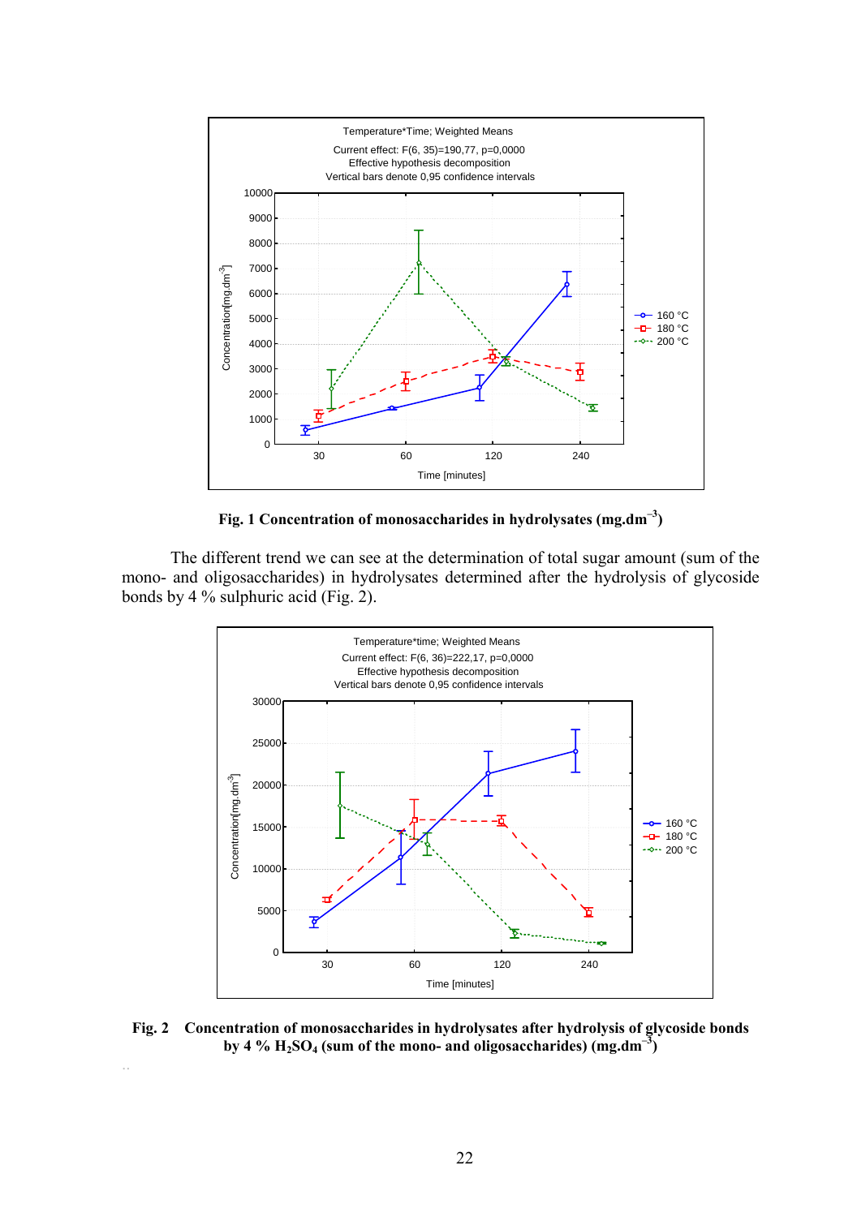**Fig. 1 Concentration of monosaccharides in hydrolysates ($mg.dm^{-3}$)**

The different trend we can see at the determination of total sugar amount (sum of the mono- and oligosaccharides) in hydrolysates determined after the hydrolysis of glycoside bonds by 4 % sulphuric acid (Fig. 2).

**Fig. 2 Concentration of monosaccharides in hydrolysates after hydrolysis of glycoside bonds by 4 % $H_2SO_4$ (sum of the mono- and oligosaccharides) ($mg.dm^{-3}$)**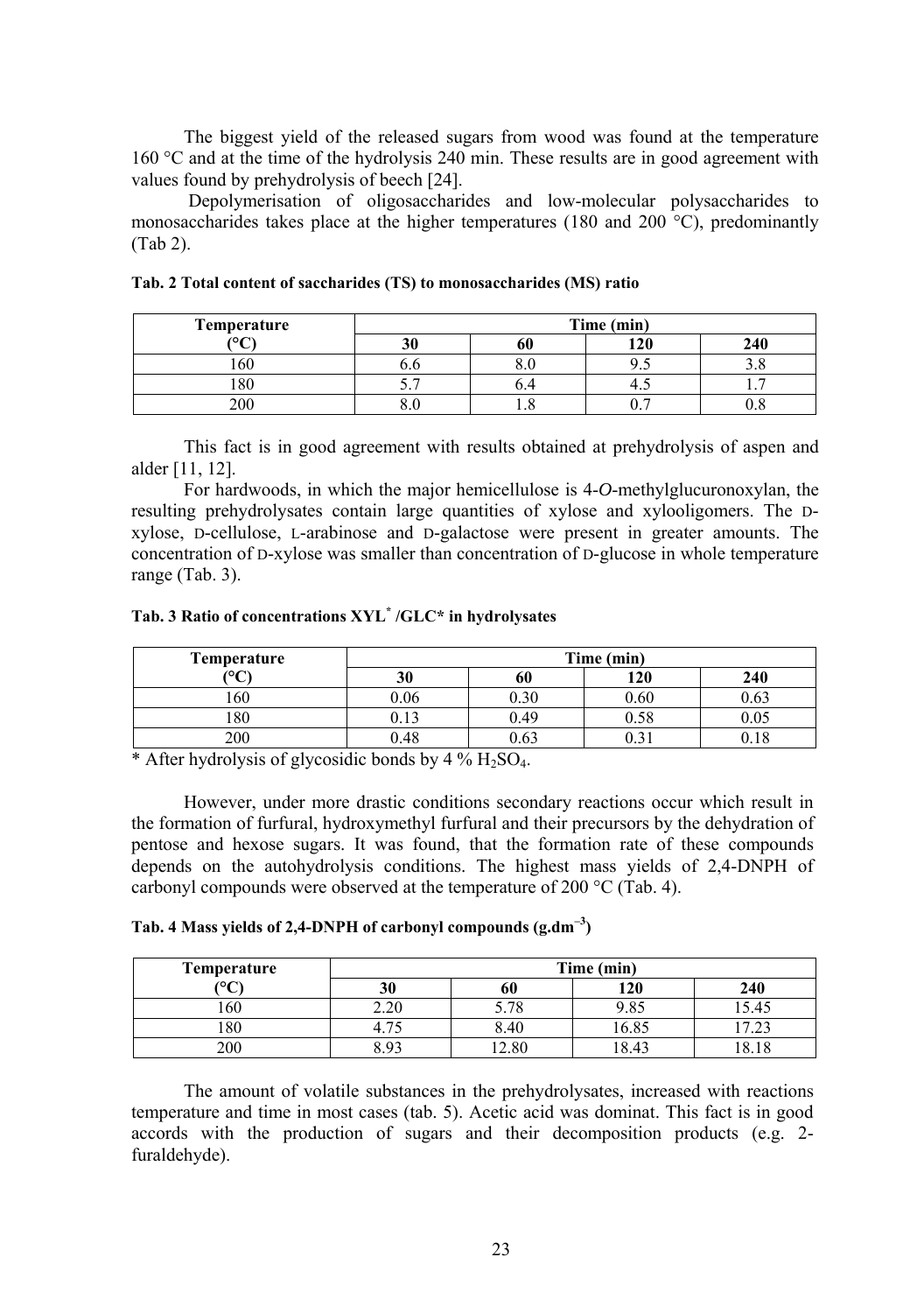The biggest yield of the released sugars from wood was found at the temperature 160 °C and at the time of the hydrolysis 240 min. These results are in good agreement with values found by prehydrolysis of beech [24].

Depolymerisation of oligosaccharides and low-molecular polysaccharides to monosaccharides takes place at the higher temperatures (180 and 200 °C), predominantly (Tab 2).

**Tab. 2 Total content of saccharides (TS) to monosaccharides (MS) ratio**

| Temperature (°C) | Time (min) | | | |
|---|---|---|---|---|
| | 30 | 60 | 120 | 240 |
| 160 | 6.6 | 8.0 | 9.5 | 3.8 |
| 180 | 5.7 | 6.4 | 4.5 | 1.7 |
| 200 | 8.0 | 1.8 | 0.7 | 0.8 |

This fact is in good agreement with results obtained at prehydrolysis of aspen and alder [11, 12].

For hardwoods, in which the major hemicellulose is 4-*O*-methylglucuronoxylan, the resulting prehydrolysates contain large quantities of xylose and xylooligomers. The D-xylose, D-cellulose, L-arabinose and D-galactose were present in greater amounts. The concentration of D-xylose was smaller than concentration of D-glucose in whole temperature range (Tab. 3).

**Tab. 3 Ratio of concentrations XYL* /GLC* in hydrolysates**

| Temperature (°C) | Time (min) | | | |
|---|---|---|---|---|
| | 30 | 60 | 120 | 240 |
| 160 | 0.06 | 0.30 | 0.60 | 0.63 |
| 180 | 0.13 | 0.49 | 0.58 | 0.05 |
| 200 | 0.48 | 0.63 | 0.31 | 0.18 |

* After hydrolysis of glycosidic bonds by 4 % $H_2SO_4$.

However, under more drastic conditions secondary reactions occur which result in the formation of furfural, hydroxymethyl furfural and their precursors by the dehydration of pentose and hexose sugars. It was found, that the formation rate of these compounds depends on the autohydrolysis conditions. The highest mass yields of 2,4-DNPH of carbonyl compounds were observed at the temperature of 200 °C (Tab. 4).

**Tab. 4 Mass yields of 2,4-DNPH of carbonyl compounds ($g.dm^{-3}$)**

| Temperature (°C) | Time (min) | | | |
|---|---|---|---|---|
| | 30 | 60 | 120 | 240 |
| 160 | 2.20 | 5.78 | 9.85 | 15.45 |
| 180 | 4.75 | 8.40 | 16.85 | 17.23 |
| 200 | 8.93 | 12.80 | 18.43 | 18.18 |

The amount of volatile substances in the prehydrolysates, increased with reactions temperature and time in most cases (tab. 5). Acetic acid was dominat. This fact is in good accords with the production of sugars and their decomposition products (e.g. 2-furaldehyde).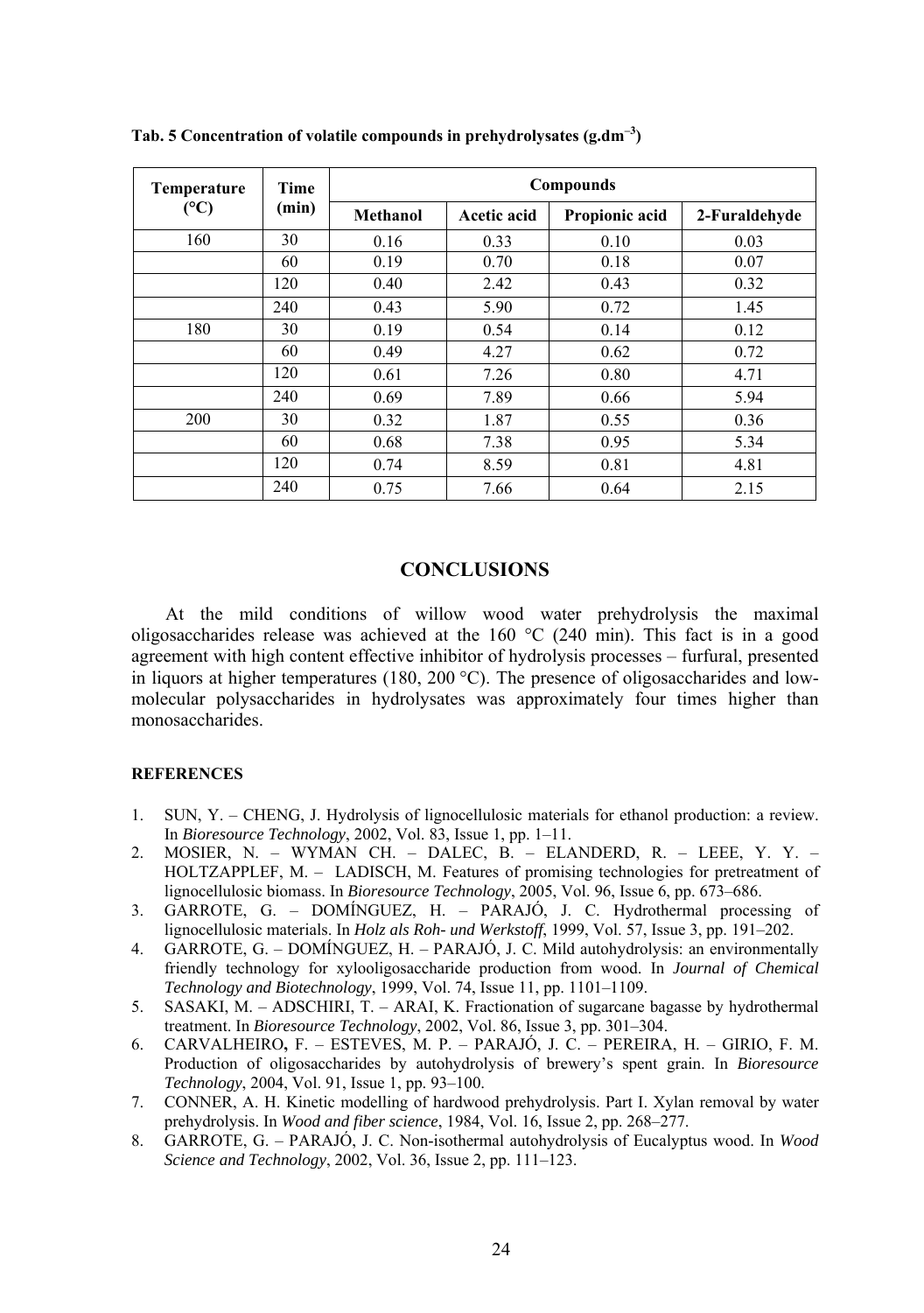**Tab. 5 Concentration of volatile compounds in prehydrolysates (g.dm$^{-3}$)**

| Temperature (°C) | Time (min) | Compounds | | | |
|---|---|---|---|---|---|
| | | Methanol | Acetic acid | Propionic acid | 2-Furaldehyde |
| 160 | 30 | 0.16 | 0.33 | 0.10 | 0.03 |
| | 60 | 0.19 | 0.70 | 0.18 | 0.07 |
| | 120 | 0.40 | 2.42 | 0.43 | 0.32 |
| | 240 | 0.43 | 5.90 | 0.72 | 1.45 |
| 180 | 30 | 0.19 | 0.54 | 0.14 | 0.12 |
| | 60 | 0.49 | 4.27 | 0.62 | 0.72 |
| | 120 | 0.61 | 7.26 | 0.80 | 4.71 |
| | 240 | 0.69 | 7.89 | 0.66 | 5.94 |
| 200 | 30 | 0.32 | 1.87 | 0.55 | 0.36 |
| | 60 | 0.68 | 7.38 | 0.95 | 5.34 |
| | 120 | 0.74 | 8.59 | 0.81 | 4.81 |
| | 240 | 0.75 | 7.66 | 0.64 | 2.15 |

## CONCLUSIONS

At the mild conditions of willow wood water prehydrolysis the maximal oligosaccharides release was achieved at the 160 °C (240 min). This fact is in a good agreement with high content effective inhibitor of hydrolysis processes – furfural, presented in liquors at higher temperatures (180, 200 °C). The presence of oligosaccharides and low-molecular polysaccharides in hydrolysates was approximately four times higher than monosaccharides.

**REFERENCES**

1. SUN, Y. – CHENG, J. Hydrolysis of lignocellulosic materials for ethanol production: a review. In *Bioresource Technology*, 2002, Vol. 83, Issue 1, pp. 1–11.
2. MOSIER, N. – WYMAN CH. – DALEC, B. – ELANDERD, R. – LEEE, Y. Y. – HOLTZAPPLEF, M. – LADISCH, M. Features of promising technologies for pretreatment of lignocellulosic biomass. In *Bioresource Technology*, 2005, Vol. 96, Issue 6, pp. 673–686.
3. GARROTE, G. – DOMÍNGUEZ, H. – PARAJÓ, J. C. Hydrothermal processing of lignocellulosic materials. In *Holz als Roh- und Werkstoff*, 1999, Vol. 57, Issue 3, pp. 191–202.
4. GARROTE, G. – DOMÍNGUEZ, H. – PARAJÓ, J. C. Mild autohydrolysis: an environmentally friendly technology for xylooligosaccharide production from wood. In *Journal of Chemical Technology and Biotechnology*, 1999, Vol. 74, Issue 11, pp. 1101–1109.
5. SASAKI, M. – ADSCHIRI, T. – ARAI, K. Fractionation of sugarcane bagasse by hydrothermal treatment. In *Bioresource Technology*, 2002, Vol. 86, Issue 3, pp. 301–304.
6. CARVALHEIRO, F. – ESTEVES, M. P. – PARAJÓ, J. C. – PEREIRA, H. – GIRIO, F. M. Production of oligosaccharides by autohydrolysis of brewery's spent grain. In *Bioresource Technology*, 2004, Vol. 91, Issue 1, pp. 93–100.
7. CONNER, A. H. Kinetic modelling of hardwood prehydrolysis. Part I. Xylan removal by water prehydrolysis. In *Wood and fiber science*, 1984, Vol. 16, Issue 2, pp. 268–277.
8. GARROTE, G. – PARAJÓ, J. C. Non-isothermal autohydrolysis of Eucalyptus wood. In *Wood Science and Technology*, 2002, Vol. 36, Issue 2, pp. 111–123.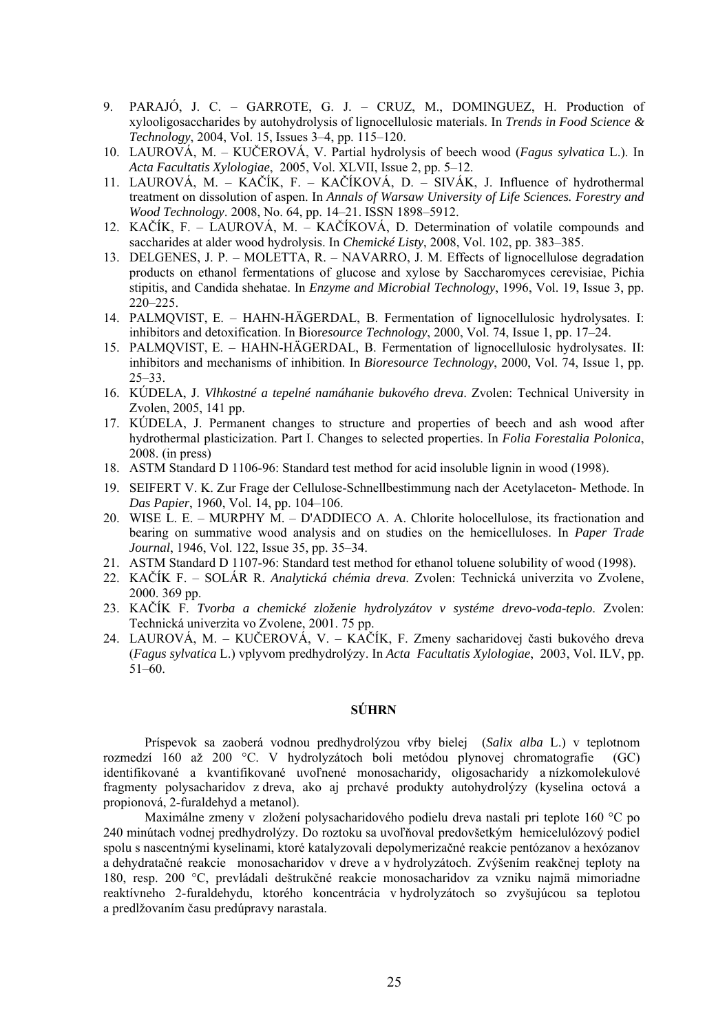9. PARAJÓ, J. C. – GARROTE, G. J. – CRUZ, M., DOMINGUEZ, H. Production of xylooligosaccharides by autohydrolysis of lignocellulosic materials. In *Trends in Food Science & Technology*, 2004, Vol. 15, Issues 3–4, pp. 115–120.
10. LAUROVÁ, M. – KUČEROVÁ, V. Partial hydrolysis of beech wood (*Fagus sylvatica* L.). In *Acta Facultatis Xylologiae*, 2005, Vol. XLVII, Issue 2, pp. 5–12.
11. LAUROVÁ, M. – KAČÍK, F. – KAČÍKOVÁ, D. – SIVÁK, J. Influence of hydrothermal treatment on dissolution of aspen. In *Annals of Warsaw University of Life Sciences. Forestry and Wood Technology*. 2008, No. 64, pp. 14–21. ISSN 1898–5912.
12. KAČÍK, F. – LAUROVÁ, M. – KAČÍKOVÁ, D. Determination of volatile compounds and saccharides at alder wood hydrolysis. In *Chemické Listy*, 2008, Vol. 102, pp. 383–385.
13. DELGENES, J. P. – MOLETTA, R. – NAVARRO, J. M. Effects of lignocellulose degradation products on ethanol fermentations of glucose and xylose by Saccharomyces cerevisiae, Pichia stipitis, and Candida shehatae. In *Enzyme and Microbial Technology*, 1996, Vol. 19, Issue 3, pp. 220–225.
14. PALMQVIST, E. – HAHN-HÄGERDAL, B. Fermentation of lignocellulosic hydrolysates. I: inhibitors and detoxification. In Bio*resource Technology*, 2000, Vol. 74, Issue 1, pp. 17–24.
15. PALMQVIST, E. – HAHN-HÄGERDAL, B. Fermentation of lignocellulosic hydrolysates. II: inhibitors and mechanisms of inhibition. In *Bioresource Technology*, 2000, Vol. 74, Issue 1, pp. 25–33.
16. KÚDELA, J. *Vlhkostné a tepelné namáhanie bukového dreva*. Zvolen: Technical University in Zvolen, 2005, 141 pp.
17. KÚDELA, J. Permanent changes to structure and properties of beech and ash wood after hydrothermal plasticization. Part I. Changes to selected properties. In *Folia Forestalia Polonica*, 2008. (in press)
18. ASTM Standard D 1106-96: Standard test method for acid insoluble lignin in wood (1998).
19. SEIFERT V. K. Zur Frage der Cellulose-Schnellbestimmung nach der Acetylaceton- Methode. In *Das Papier*, 1960, Vol. 14, pp. 104–106.
20. WISE L. E. – MURPHY M. – D'ADDIECO A. A. Chlorite holocellulose, its fractionation and bearing on summative wood analysis and on studies on the hemicelluloses. In *Paper Trade Journal*, 1946, Vol. 122, Issue 35, pp. 35–34.
21. ASTM Standard D 1107-96: Standard test method for ethanol toluene solubility of wood (1998).
22. KAČÍK F. – SOLÁR R. *Analytická chémia dreva*. Zvolen: Technická univerzita vo Zvolene, 2000. 369 pp.
23. KAČÍK F. *Tvorba a chemické zloženie hydrolyzátov v systéme drevo-voda-teplo*. Zvolen: Technická univerzita vo Zvolene, 2001. 75 pp.
24. LAUROVÁ, M. – KUČEROVÁ, V. – KAČÍK, F. Zmeny sacharidovej časti bukového dreva (*Fagus sylvatica* L.) vplyvom predhydrolýzy. In *Acta Facultatis Xylologiae*, 2003, Vol. ILV, pp. 51–60.

## SÚHRN

Príspevok sa zaoberá vodnou predhydrolýzou vŕby bielej (*Salix alba* L.) v teplotnom rozmedzí 160 až 200 °C. V hydrolyzátoch boli metódou plynovej chromatografie (GC) identifikované a kvantifikované uvoľnené monosacharidy, oligosacharidy a nízkomolekulové fragmenty polysacharidov z dreva, ako aj prchavé produkty autohydrolýzy (kyselina octová a propionová, 2-furaldehyd a metanol).

Maximálne zmeny v zložení polysacharidového podielu dreva nastali pri teplote 160 °C po 240 minútach vodnej predhydrolýzy. Do roztoku sa uvoľňoval predovšetkým hemicelulózový podiel spolu s nascentnými kyselinami, ktoré katalyzovali depolymerizačné reakcie pentózanov a hexózanov a dehydratačné reakcie monosacharidov v dreve a v hydrolyzátoch. Zvýšením reakčnej teploty na 180, resp. 200 °C, prevládali deštrukčné reakcie monosacharidov za vzniku najmä mimoriadne reaktívneho 2-furaldehydu, ktorého koncentrácia v hydrolyzátoch so zvyšujúcou sa teplotou a predlžovaním času predúpravy narastala.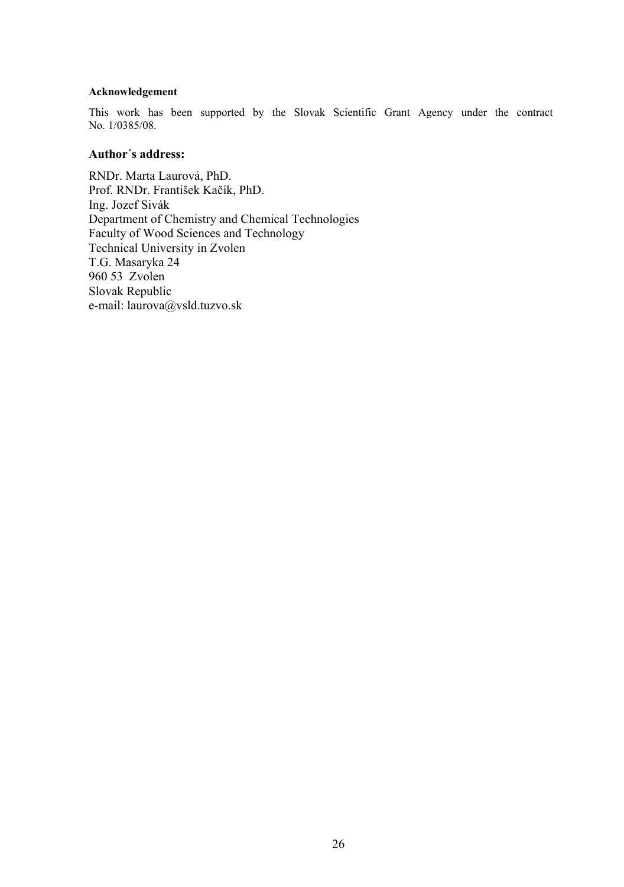#### Acknowledgement

This work has been supported by the Slovak Scientific Grant Agency under the contract No. 1/0385/08.

### Author´s address:

RNDr. Marta Laurová, PhD.
Prof. RNDr. František Kačík, PhD.
Ing. Jozef Sivák
Department of Chemistry and Chemical Technologies
Faculty of Wood Sciences and Technology
Technical University in Zvolen
T.G. Masaryka 24
960 53 Zvolen
Slovak Republic
e-mail: laurova@vsld.tuzvo.sk